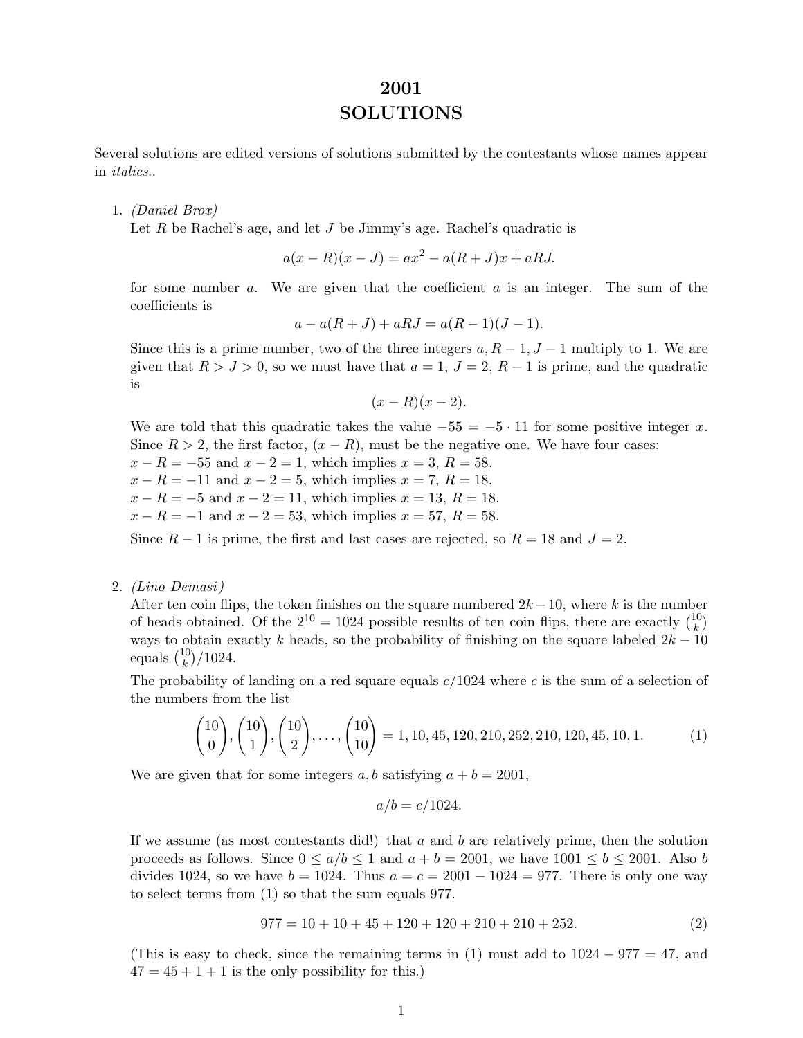# 2001
# SOLUTIONS

Several solutions are edited versions of solutions submitted by the contestants whose names appear in *italics*..

1. *(Daniel Brox)*
   Let $R$ be Rachel's age, and let $J$ be Jimmy's age. Rachel's quadratic is

   $$a(x-R)(x-J) = ax^2 - a(R+J)x + aRJ.$$

   for some number $a$. We are given that the coefficient $a$ is an integer. The sum of the coefficients is

   $$a - a(R+J) + aRJ = a(R-1)(J-1).$$

   Since this is a prime number, two of the three integers $a, R-1, J-1$ multiply to 1. We are given that $R > J > 0$, so we must have that $a = 1$, $J = 2$, $R-1$ is prime, and the quadratic is

   $$(x-R)(x-2).$$

   We are told that this quadratic takes the value $-55 = -5 \cdot 11$ for some positive integer $x$. Since $R > 2$, the first factor, $(x-R)$, must be the negative one. We have four cases:
   $x - R = -55$ and $x - 2 = 1$, which implies $x = 3$, $R = 58$.
   $x - R = -11$ and $x - 2 = 5$, which implies $x = 7$, $R = 18$.
   $x - R = -5$ and $x - 2 = 11$, which implies $x = 13$, $R = 18$.
   $x - R = -1$ and $x - 2 = 53$, which implies $x = 57$, $R = 58$.
   Since $R - 1$ is prime, the first and last cases are rejected, so $R = 18$ and $J = 2$.

2. *(Lino Demasi)*
   After ten coin flips, the token finishes on the square numbered $2k-10$, where $k$ is the number of heads obtained. Of the $2^{10} = 1024$ possible results of ten coin flips, there are exactly $\binom{10}{k}$ ways to obtain exactly $k$ heads, so the probability of finishing on the square labeled $2k - 10$ equals $\binom{10}{k}/1024$.

   The probability of landing on a red square equals $c/1024$ where $c$ is the sum of a selection of the numbers from the list

   $$\binom{10}{0}, \binom{10}{1}, \binom{10}{2}, \ldots, \binom{10}{10} = 1, 10, 45, 120, 210, 252, 210, 120, 45, 10, 1. \tag{1}$$

   We are given that for some integers $a, b$ satisfying $a + b = 2001$,

   $$a/b = c/1024.$$

   If we assume (as most contestants did!) that $a$ and $b$ are relatively prime, then the solution proceeds as follows. Since $0 \leq a/b \leq 1$ and $a + b = 2001$, we have $1001 \leq b \leq 2001$. Also $b$ divides 1024, so we have $b = 1024$. Thus $a = c = 2001 - 1024 = 977$. There is only one way to select terms from (1) so that the sum equals 977.

   $$977 = 10 + 10 + 45 + 120 + 120 + 210 + 210 + 252. \tag{2}$$

   (This is easy to check, since the remaining terms in (1) must add to $1024 - 977 = 47$, and $47 = 45 + 1 + 1$ is the only possibility for this.)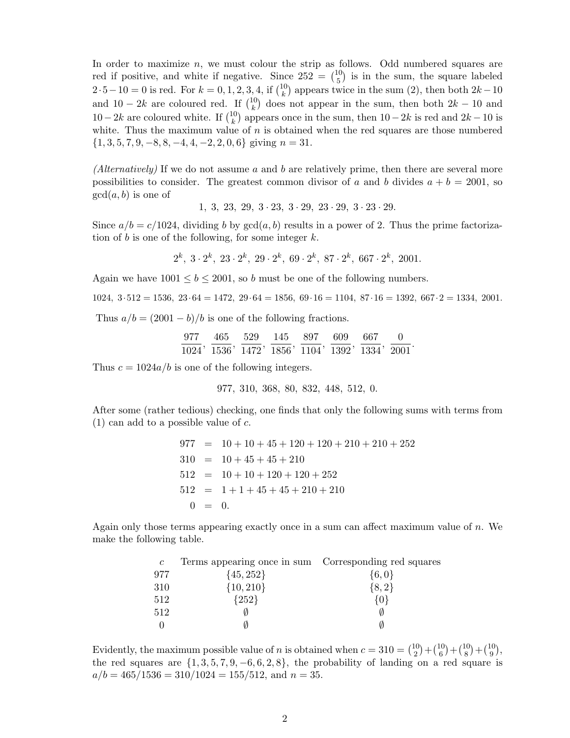In order to maximize $n$, we must colour the strip as follows. Odd numbered squares are red if positive, and white if negative. Since $252 = \binom{10}{5}$ is in the sum, the square labeled $2 \cdot 5 - 10 = 0$ is red. For $k = 0, 1, 2, 3, 4$, if $\binom{10}{k}$ appears twice in the sum (2), then both $2k - 10$ and $10 - 2k$ are coloured red. If $\binom{10}{k}$ does not appear in the sum, then both $2k - 10$ and $10 - 2k$ are coloured white. If $\binom{10}{k}$ appears once in the sum, then $10 - 2k$ is red and $2k - 10$ is white. Thus the maximum value of $n$ is obtained when the red squares are those numbered $\{1, 3, 5, 7, 9, -8, 8, -4, 4, -2, 2, 0, 6\}$ giving $n = 31$.

*(Alternatively)* If we do not assume $a$ and $b$ are relatively prime, then there are several more possibilities to consider. The greatest common divisor of $a$ and $b$ divides $a + b = 2001$, so $\gcd(a, b)$ is one of

$$1,\ 3,\ 23,\ 29,\ 3 \cdot 23,\ 3 \cdot 29,\ 23 \cdot 29,\ 3 \cdot 23 \cdot 29.$$

Since $a/b = c/1024$, dividing $b$ by $\gcd(a, b)$ results in a power of 2. Thus the prime factorization of $b$ is one of the following, for some integer $k$.

$$2^k,\ 3 \cdot 2^k,\ 23 \cdot 2^k,\ 29 \cdot 2^k,\ 69 \cdot 2^k,\ 87 \cdot 2^k,\ 667 \cdot 2^k,\ 2001.$$

Again we have $1001 \le b \le 2001$, so $b$ must be one of the following numbers.

$$1024,\ 3 \cdot 512 = 1536,\ 23 \cdot 64 = 1472,\ 29 \cdot 64 = 1856,\ 69 \cdot 16 = 1104,\ 87 \cdot 16 = 1392,\ 667 \cdot 2 = 1334,\ 2001.$$

Thus $a/b = (2001 - b)/b$ is one of the following fractions.

$$\frac{977}{1024}, \frac{465}{1536}, \frac{529}{1472}, \frac{145}{1856}, \frac{897}{1104}, \frac{609}{1392}, \frac{667}{1334}, \frac{0}{2001}.$$

Thus $c = 1024a/b$ is one of the following integers.

$$977,\ 310,\ 368,\ 80,\ 832,\ 448,\ 512,\ 0.$$

After some (rather tedious) checking, one finds that only the following sums with terms from (1) can add to a possible value of $c$.

$$\begin{aligned}
977 &= 10 + 10 + 45 + 120 + 120 + 210 + 210 + 252 \\
310 &= 10 + 45 + 45 + 210 \\
512 &= 10 + 10 + 120 + 120 + 252 \\
512 &= 1 + 1 + 45 + 45 + 210 + 210 \\
0 &= 0.
\end{aligned}$$

Again only those terms appearing exactly once in a sum can affect maximum value of $n$. We make the following table.

| $c$ | Terms appearing once in sum | Corresponding red squares |
|---|---|---|
| 977 | $\{45, 252\}$ | $\{6, 0\}$ |
| 310 | $\{10, 210\}$ | $\{8, 2\}$ |
| 512 | $\{252\}$ | $\{0\}$ |
| 512 | $\emptyset$ | $\emptyset$ |
| 0 | $\emptyset$ | $\emptyset$ |

Evidently, the maximum possible value of $n$ is obtained when $c = 310 = \binom{10}{2} + \binom{10}{6} + \binom{10}{8} + \binom{10}{9}$, the red squares are $\{1, 3, 5, 7, 9, -6, 6, 2, 8\}$, the probability of landing on a red square is $a/b = 465/1536 = 310/1024 = 155/512$, and $n = 35$.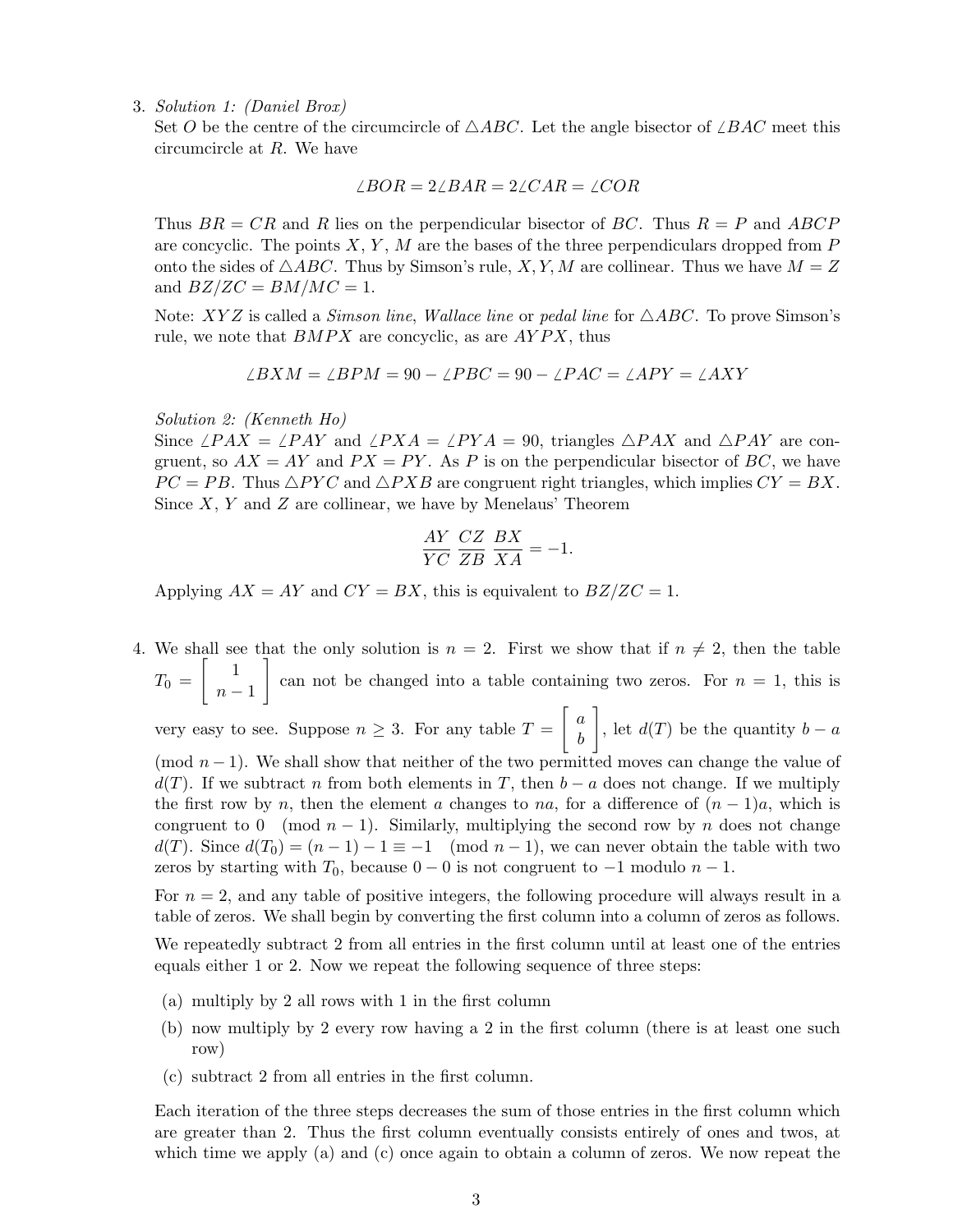3. *Solution 1: (Daniel Brox)*
   Set $O$ be the centre of the circumcircle of $\triangle ABC$. Let the angle bisector of $\angle BAC$ meet this circumcircle at $R$. We have

   $$\angle BOR = 2\angle BAR = 2\angle CAR = \angle COR$$

   Thus $BR = CR$ and $R$ lies on the perpendicular bisector of $BC$. Thus $R = P$ and $ABCP$ are concyclic. The points $X$, $Y$, $M$ are the bases of the three perpendiculars dropped from $P$ onto the sides of $\triangle ABC$. Thus by Simson's rule, $X, Y, M$ are collinear. Thus we have $M = Z$ and $BZ/ZC = BM/MC = 1$.

   Note: $XYZ$ is called a *Simson line*, *Wallace line* or *pedal line* for $\triangle ABC$. To prove Simson's rule, we note that $BMPX$ are concyclic, as are $AYPX$, thus

   $$\angle BXM = \angle BPM = 90 - \angle PBC = 90 - \angle PAC = \angle APY = \angle AXY$$

   *Solution 2: (Kenneth Ho)*
   Since $\angle PAX = \angle PAY$ and $\angle PXA = \angle PYA = 90$, triangles $\triangle PAX$ and $\triangle PAY$ are congruent, so $AX = AY$ and $PX = PY$. As $P$ is on the perpendicular bisector of $BC$, we have $PC = PB$. Thus $\triangle PYC$ and $\triangle PXB$ are congruent right triangles, which implies $CY = BX$. Since $X$, $Y$ and $Z$ are collinear, we have by Menelaus' Theorem

   $$\frac{AY}{YC}\,\frac{CZ}{ZB}\,\frac{BX}{XA} = -1.$$

   Applying $AX = AY$ and $CY = BX$, this is equivalent to $BZ/ZC = 1$.

4. We shall see that the only solution is $n = 2$. First we show that if $n \neq 2$, then the table $T_0 = \begin{bmatrix} 1 \\ n-1 \end{bmatrix}$ can not be changed into a table containing two zeros. For $n = 1$, this is very easy to see. Suppose $n \geq 3$. For any table $T = \begin{bmatrix} a \\ b \end{bmatrix}$, let $d(T)$ be the quantity $b - a \pmod{n-1}$. We shall show that neither of the two permitted moves can change the value of $d(T)$. If we subtract $n$ from both elements in $T$, then $b - a$ does not change. If we multiply the first row by $n$, then the element $a$ changes to $na$, for a difference of $(n-1)a$, which is congruent to $0 \pmod{n-1}$. Similarly, multiplying the second row by $n$ does not change $d(T)$. Since $d(T_0) = (n-1) - 1 \equiv -1 \pmod{n-1}$, we can never obtain the table with two zeros by starting with $T_0$, because $0 - 0$ is not congruent to $-1$ modulo $n-1$.

   For $n = 2$, and any table of positive integers, the following procedure will always result in a table of zeros. We shall begin by converting the first column into a column of zeros as follows.

   We repeatedly subtract 2 from all entries in the first column until at least one of the entries equals either 1 or 2. Now we repeat the following sequence of three steps:

   (a) multiply by 2 all rows with 1 in the first column
   (b) now multiply by 2 every row having a 2 in the first column (there is at least one such row)
   (c) subtract 2 from all entries in the first column.

   Each iteration of the three steps decreases the sum of those entries in the first column which are greater than 2. Thus the first column eventually consists entirely of ones and twos, at which time we apply (a) and (c) once again to obtain a column of zeros. We now repeat the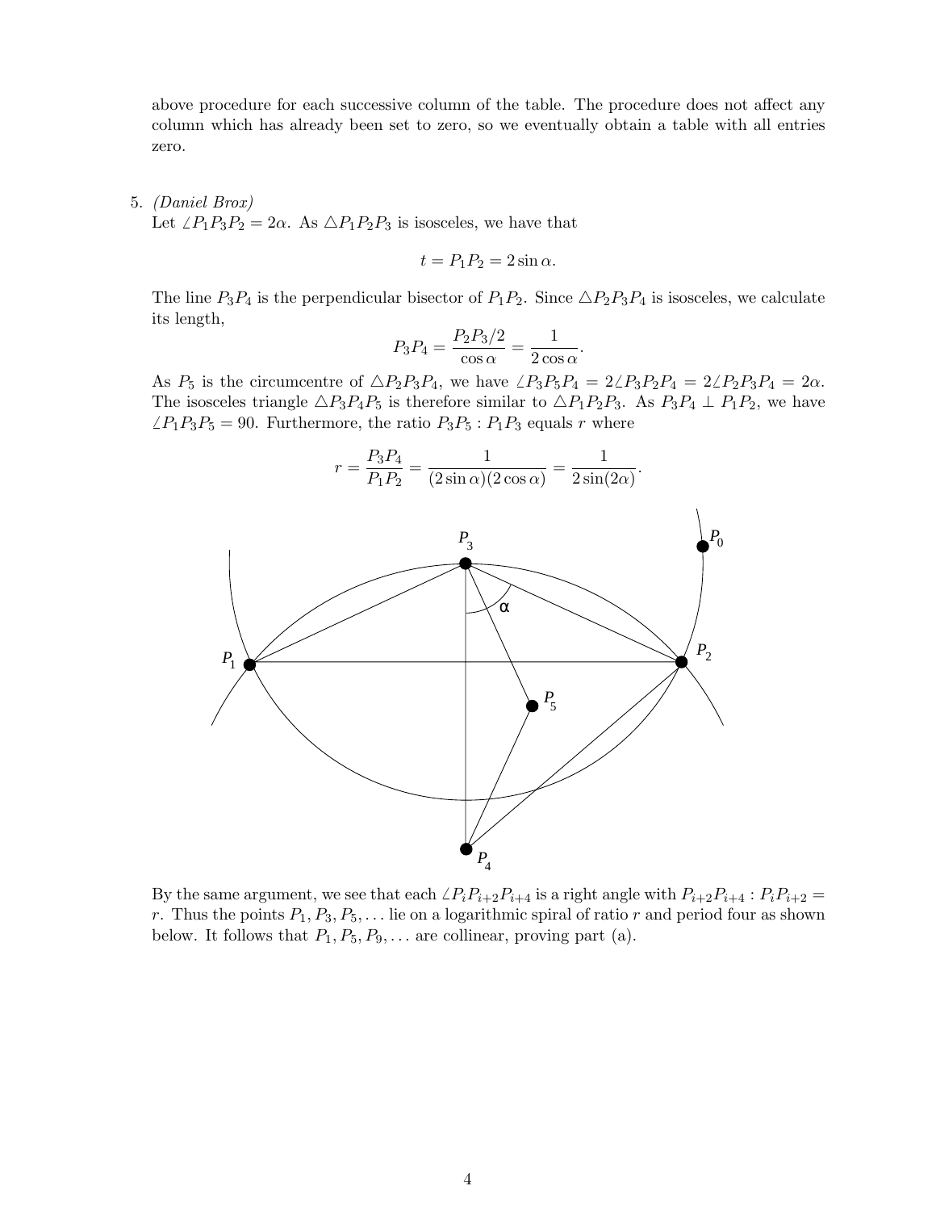above procedure for each successive column of the table. The procedure does not affect any column which has already been set to zero, so we eventually obtain a table with all entries zero.

5. *(Daniel Brox)*
Let $\angle P_1P_3P_2 = 2\alpha$. As $\triangle P_1P_2P_3$ is isosceles, we have that

$$t = P_1P_2 = 2\sin\alpha.$$

The line $P_3P_4$ is the perpendicular bisector of $P_1P_2$. Since $\triangle P_2P_3P_4$ is isosceles, we calculate its length,

$$P_3P_4 = \frac{P_2P_3/2}{\cos\alpha} = \frac{1}{2\cos\alpha}.$$

As $P_5$ is the circumcentre of $\triangle P_2P_3P_4$, we have $\angle P_3P_5P_4 = 2\angle P_3P_2P_4 = 2\angle P_2P_3P_4 = 2\alpha$. The isosceles triangle $\triangle P_3P_4P_5$ is therefore similar to $\triangle P_1P_2P_3$. As $P_3P_4 \perp P_1P_2$, we have $\angle P_1P_3P_5 = 90$. Furthermore, the ratio $P_3P_5 : P_1P_3$ equals $r$ where

$$r = \frac{P_3P_4}{P_1P_2} = \frac{1}{(2\sin\alpha)(2\cos\alpha)} = \frac{1}{2\sin(2\alpha)}.$$

By the same argument, we see that each $\angle P_iP_{i+2}P_{i+4}$ is a right angle with $P_{i+2}P_{i+4} : P_iP_{i+2} = r$. Thus the points $P_1, P_3, P_5, \ldots$ lie on a logarithmic spiral of ratio $r$ and period four as shown below. It follows that $P_1, P_5, P_9, \ldots$ are collinear, proving part (a).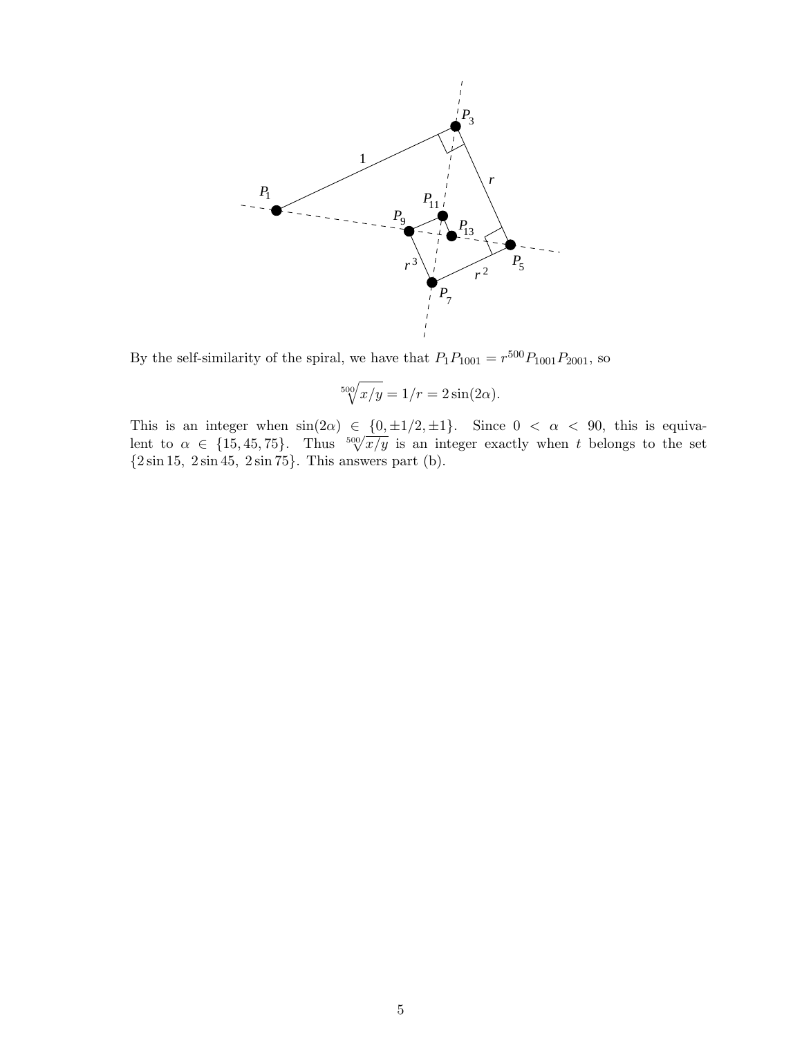By the self-similarity of the spiral, we have that $P_1P_{1001} = r^{500}P_{1001}P_{2001}$, so

$$\sqrt[500]{x/y} = 1/r = 2\sin(2\alpha).$$

This is an integer when $\sin(2\alpha) \in \{0, \pm 1/2, \pm 1\}$. Since $0 < \alpha < 90$, this is equivalent to $\alpha \in \{15, 45, 75\}$. Thus $\sqrt[500]{x/y}$ is an integer exactly when $t$ belongs to the set $\{2\sin 15,\ 2\sin 45,\ 2\sin 75\}$. This answers part (b).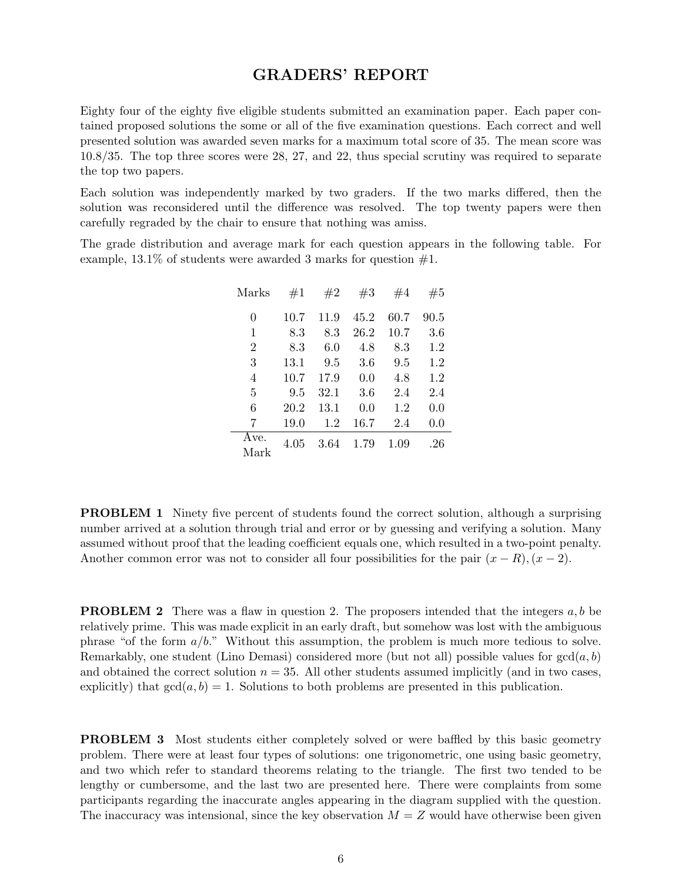# GRADERS' REPORT

Eighty four of the eighty five eligible students submitted an examination paper. Each paper contained proposed solutions the some or all of the five examination questions. Each correct and well presented solution was awarded seven marks for a maximum total score of 35. The mean score was 10.8/35. The top three scores were 28, 27, and 22, thus special scrutiny was required to separate the top two papers.

Each solution was independently marked by two graders. If the two marks differed, then the solution was reconsidered until the difference was resolved. The top twenty papers were then carefully regraded by the chair to ensure that nothing was amiss.

The grade distribution and average mark for each question appears in the following table. For example, 13.1% of students were awarded 3 marks for question #1.

| Marks | #1 | #2 | #3 | #4 | #5 |
|---|---|---|---|---|---|
| 0 | 10.7 | 11.9 | 45.2 | 60.7 | 90.5 |
| 1 | 8.3 | 8.3 | 26.2 | 10.7 | 3.6 |
| 2 | 8.3 | 6.0 | 4.8 | 8.3 | 1.2 |
| 3 | 13.1 | 9.5 | 3.6 | 9.5 | 1.2 |
| 4 | 10.7 | 17.9 | 0.0 | 4.8 | 1.2 |
| 5 | 9.5 | 32.1 | 3.6 | 2.4 | 2.4 |
| 6 | 20.2 | 13.1 | 0.0 | 1.2 | 0.0 |
| 7 | 19.0 | 1.2 | 16.7 | 2.4 | 0.0 |
| Ave. Mark | 4.05 | 3.64 | 1.79 | 1.09 | .26 |

**PROBLEM 1** Ninety five percent of students found the correct solution, although a surprising number arrived at a solution through trial and error or by guessing and verifying a solution. Many assumed without proof that the leading coefficient equals one, which resulted in a two-point penalty. Another common error was not to consider all four possibilities for the pair $(x - R), (x - 2)$.

**PROBLEM 2** There was a flaw in question 2. The proposers intended that the integers $a, b$ be relatively prime. This was made explicit in an early draft, but somehow was lost with the ambiguous phrase "of the form $a/b$." Without this assumption, the problem is much more tedious to solve. Remarkably, one student (Lino Demasi) considered more (but not all) possible values for $\gcd(a, b)$ and obtained the correct solution $n = 35$. All other students assumed implicitly (and in two cases, explicitly) that $\gcd(a, b) = 1$. Solutions to both problems are presented in this publication.

**PROBLEM 3** Most students either completely solved or were baffled by this basic geometry problem. There were at least four types of solutions: one trigonometric, one using basic geometry, and two which refer to standard theorems relating to the triangle. The first two tended to be lengthy or cumbersome, and the last two are presented here. There were complaints from some participants regarding the inaccurate angles appearing in the diagram supplied with the question. The inaccuracy was intensional, since the key observation $M = Z$ would have otherwise been given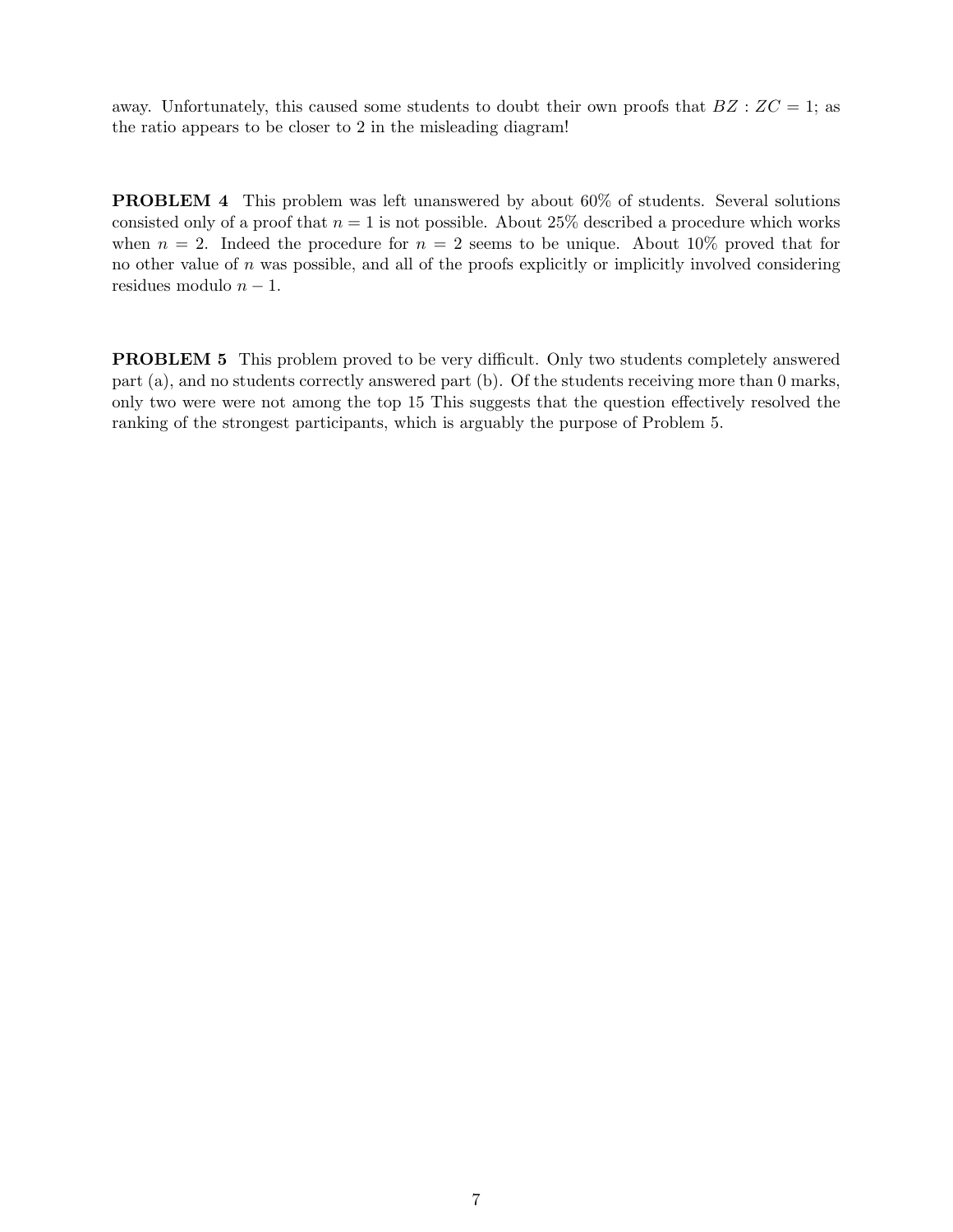away. Unfortunately, this caused some students to doubt their own proofs that $BZ : ZC = 1$; as the ratio appears to be closer to 2 in the misleading diagram!

**PROBLEM 4** This problem was left unanswered by about 60% of students. Several solutions consisted only of a proof that $n = 1$ is not possible. About 25% described a procedure which works when $n = 2$. Indeed the procedure for $n = 2$ seems to be unique. About 10% proved that for no other value of $n$ was possible, and all of the proofs explicitly or implicitly involved considering residues modulo $n - 1$.

**PROBLEM 5** This problem proved to be very difficult. Only two students completely answered part (a), and no students correctly answered part (b). Of the students receiving more than 0 marks, only two were were not among the top 15 This suggests that the question effectively resolved the ranking of the strongest participants, which is arguably the purpose of Problem 5.